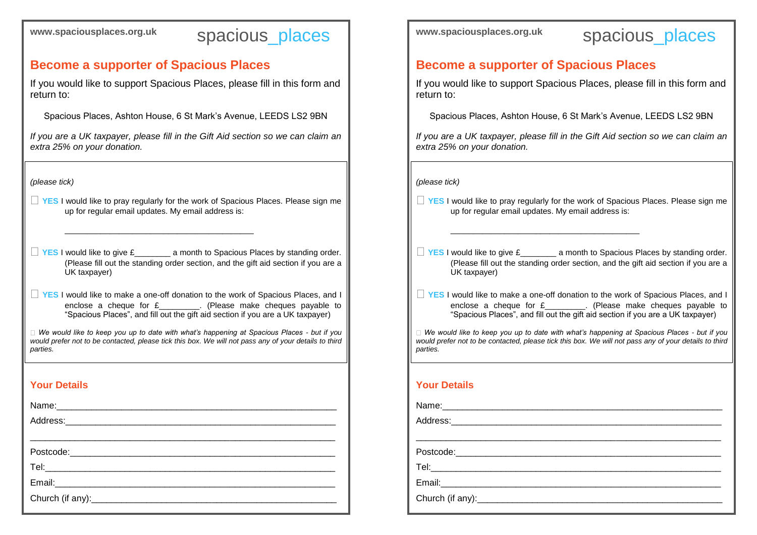www.spaciousplaces.org.uk

spacious_places

## Become a supporter of Spacious Places

If you would like to support Spacious Places, please fill in this form and return to:

Spacious Places, Ashton House, 6 St Mark's Avenue, LEEDS LS2 9BN

*If you are a UK taxpayer, please fill in the Gift Aid section so we can claim an extra 25% on your donation.*

*(please tick)*

☐ **YES** I would like to pray regularly for the work of Spacious Places. Please sign me up for regular email updates. My email address is:

________________________________________

☐ **YES** I would like to give £________ a month to Spacious Places by standing order. (Please fill out the standing order section, and the gift aid section if you are a UK taxpayer)

☐ **YES** I would like to make a one-off donation to the work of Spacious Places, and I enclose a cheque for £_________. (Please make cheques payable to "Spacious Places", and fill out the gift aid section if you are a UK taxpayer)

☐ *We would like to keep you up to date with what's happening at Spacious Places - but if you would prefer not to be contacted, please tick this box. We will not pass any of your details to third parties.*

### Your Details

Name:________________________________________________________

Address:______________________________________________________

______________________________________________________________

Postcode:_____________________________________________________

Tel:__________________________________________________________

Email:________________________________________________________

Church (if any):_______________________________________________

www.spaciousplaces.org.uk

spacious_places

## Become a supporter of Spacious Places

If you would like to support Spacious Places, please fill in this form and return to:

Spacious Places, Ashton House, 6 St Mark's Avenue, LEEDS LS2 9BN

*If you are a UK taxpayer, please fill in the Gift Aid section so we can claim an extra 25% on your donation.*

*(please tick)*

☐ **YES** I would like to pray regularly for the work of Spacious Places. Please sign me up for regular email updates. My email address is:

________________________________________

☐ **YES** I would like to give £________ a month to Spacious Places by standing order. (Please fill out the standing order section, and the gift aid section if you are a UK taxpayer)

☐ **YES** I would like to make a one-off donation to the work of Spacious Places, and I enclose a cheque for £_________. (Please make cheques payable to "Spacious Places", and fill out the gift aid section if you are a UK taxpayer)

☐ *We would like to keep you up to date with what's happening at Spacious Places - but if you would prefer not to be contacted, please tick this box. We will not pass any of your details to third parties.*

### Your Details

Name:________________________________________________________

Address:______________________________________________________

______________________________________________________________

Postcode:_____________________________________________________

Tel:__________________________________________________________

Email:________________________________________________________

Church (if any):_______________________________________________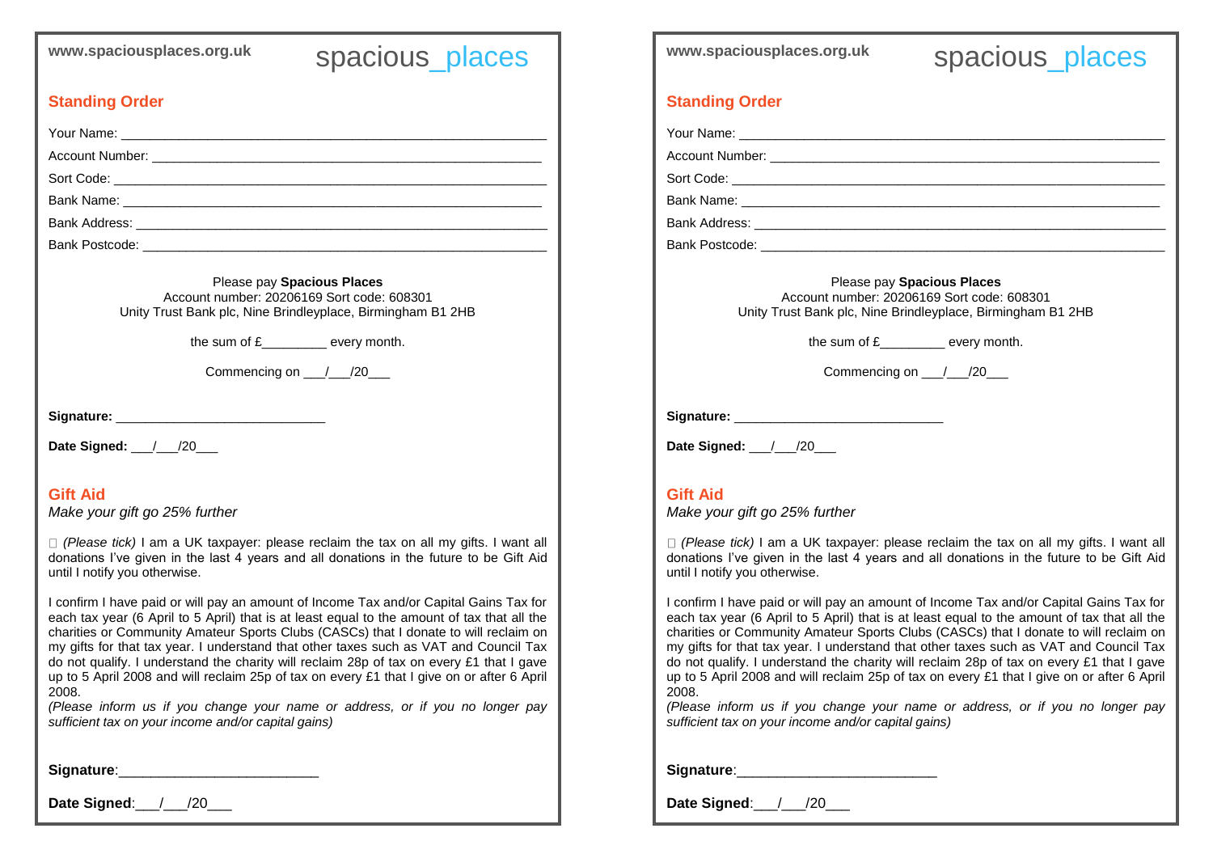www.spaciousplaces.org.uk

spacious_places

## Standing Order

Your Name: ___________________________________________________________

Account Number: ______________________________________________________

Sort Code: ___________________________________________________________

Bank Name: __________________________________________________________

Bank Address: ________________________________________________________

Bank Postcode: _______________________________________________________

Please pay **Spacious Places**
Account number: 20206169 Sort code: 608301
Unity Trust Bank plc, Nine Brindleyplace, Birmingham B1 2HB

the sum of £_________ every month.

Commencing on ___/___/20___

**Signature:** ____________________________

**Date Signed:** ___/___/20___

## Gift Aid

*Make your gift go 25% further*

☐ *(Please tick)* I am a UK taxpayer: please reclaim the tax on all my gifts. I want all donations I've given in the last 4 years and all donations in the future to be Gift Aid until I notify you otherwise.

I confirm I have paid or will pay an amount of Income Tax and/or Capital Gains Tax for each tax year (6 April to 5 April) that is at least equal to the amount of tax that all the charities or Community Amateur Sports Clubs (CASCs) that I donate to will reclaim on my gifts for that tax year. I understand that other taxes such as VAT and Council Tax do not qualify. I understand the charity will reclaim 28p of tax on every £1 that I gave up to 5 April 2008 and will reclaim 25p of tax on every £1 that I give on or after 6 April 2008.
*(Please inform us if you change your name or address, or if you no longer pay sufficient tax on your income and/or capital gains)*

**Signature**:__________________________

**Date Signed**:___/___/20___

www.spaciousplaces.org.uk

spacious_places

## Standing Order

Your Name: ___________________________________________________________

Account Number: ______________________________________________________

Sort Code: ___________________________________________________________

Bank Name: __________________________________________________________

Bank Address: ________________________________________________________

Bank Postcode: _______________________________________________________

Please pay **Spacious Places**
Account number: 20206169 Sort code: 608301
Unity Trust Bank plc, Nine Brindleyplace, Birmingham B1 2HB

the sum of £_________ every month.

Commencing on ___/___/20___

**Signature:** ____________________________

**Date Signed:** ___/___/20___

## Gift Aid

*Make your gift go 25% further*

☐ *(Please tick)* I am a UK taxpayer: please reclaim the tax on all my gifts. I want all donations I've given in the last 4 years and all donations in the future to be Gift Aid until I notify you otherwise.

I confirm I have paid or will pay an amount of Income Tax and/or Capital Gains Tax for each tax year (6 April to 5 April) that is at least equal to the amount of tax that all the charities or Community Amateur Sports Clubs (CASCs) that I donate to will reclaim on my gifts for that tax year. I understand that other taxes such as VAT and Council Tax do not qualify. I understand the charity will reclaim 28p of tax on every £1 that I gave up to 5 April 2008 and will reclaim 25p of tax on every £1 that I give on or after 6 April 2008.
*(Please inform us if you change your name or address, or if you no longer pay sufficient tax on your income and/or capital gains)*

**Signature**:__________________________

**Date Signed**:___/___/20___